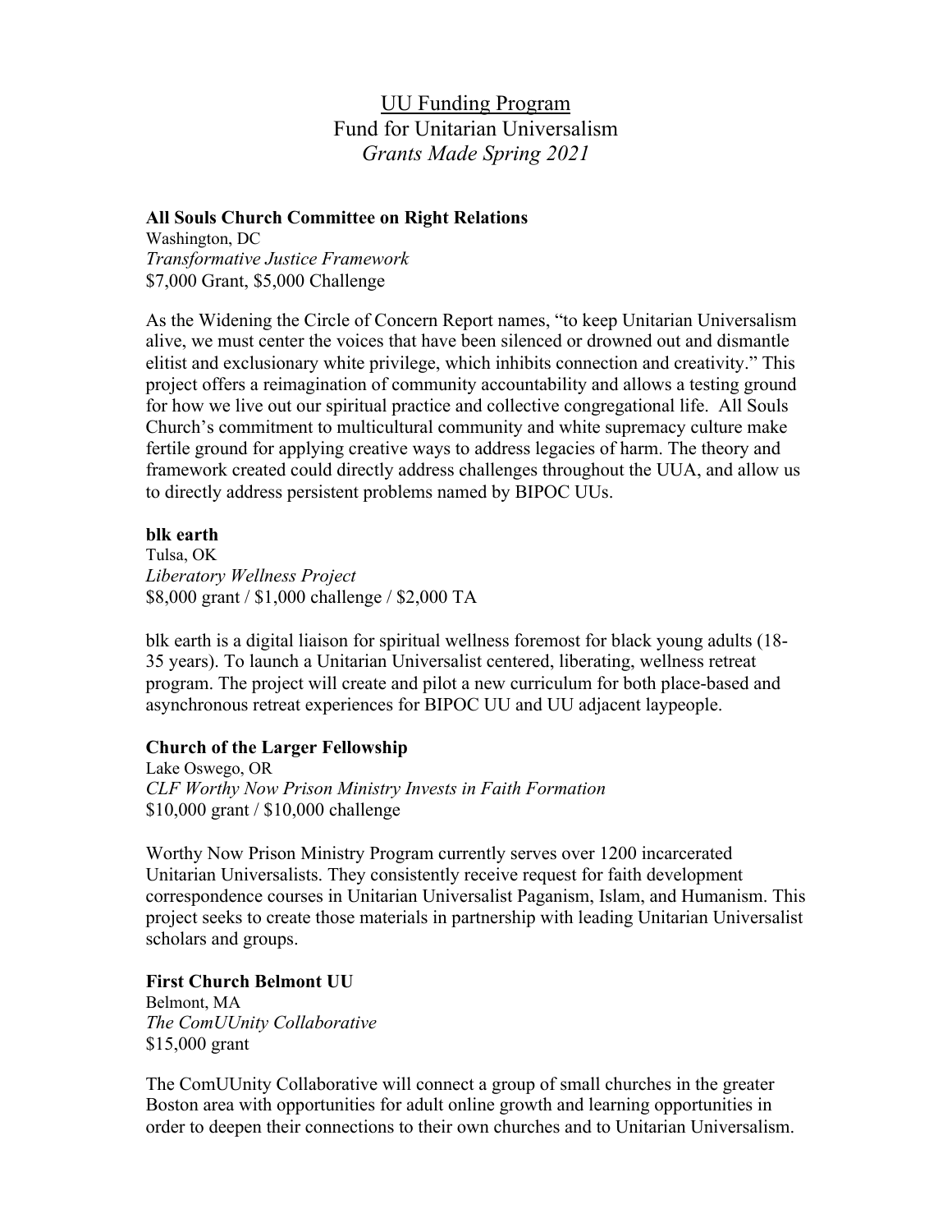# UU Funding Program
## Fund for Unitarian Universalism
### *Grants Made Spring 2021*

**All Souls Church Committee on Right Relations**
Washington, DC
*Transformative Justice Framework*
$7,000 Grant, $5,000 Challenge

As the Widening the Circle of Concern Report names, "to keep Unitarian Universalism alive, we must center the voices that have been silenced or drowned out and dismantle elitist and exclusionary white privilege, which inhibits connection and creativity." This project offers a reimagination of community accountability and allows a testing ground for how we live out our spiritual practice and collective congregational life. All Souls Church's commitment to multicultural community and white supremacy culture make fertile ground for applying creative ways to address legacies of harm. The theory and framework created could directly address challenges throughout the UUA, and allow us to directly address persistent problems named by BIPOC UUs.

**blk earth**
Tulsa, OK
*Liberatory Wellness Project*
$8,000 grant / $1,000 challenge / $2,000 TA

blk earth is a digital liaison for spiritual wellness foremost for black young adults (18-35 years). To launch a Unitarian Universalist centered, liberating, wellness retreat program. The project will create and pilot a new curriculum for both place-based and asynchronous retreat experiences for BIPOC UU and UU adjacent laypeople.

**Church of the Larger Fellowship**
Lake Oswego, OR
*CLF Worthy Now Prison Ministry Invests in Faith Formation*
$10,000 grant / $10,000 challenge

Worthy Now Prison Ministry Program currently serves over 1200 incarcerated Unitarian Universalists. They consistently receive request for faith development correspondence courses in Unitarian Universalist Paganism, Islam, and Humanism. This project seeks to create those materials in partnership with leading Unitarian Universalist scholars and groups.

**First Church Belmont UU**
Belmont, MA
*The ComUUnity Collaborative*
$15,000 grant

The ComUUnity Collaborative will connect a group of small churches in the greater Boston area with opportunities for adult online growth and learning opportunities in order to deepen their connections to their own churches and to Unitarian Universalism.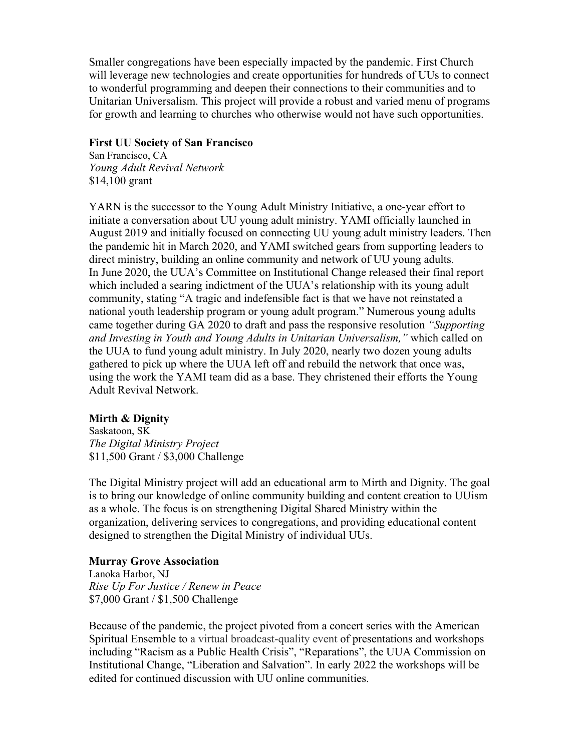Smaller congregations have been especially impacted by the pandemic. First Church will leverage new technologies and create opportunities for hundreds of UUs to connect to wonderful programming and deepen their connections to their communities and to Unitarian Universalism. This project will provide a robust and varied menu of programs for growth and learning to churches who otherwise would not have such opportunities.

**First UU Society of San Francisco**
San Francisco, CA
*Young Adult Revival Network*
$14,100 grant

YARN is the successor to the Young Adult Ministry Initiative, a one-year effort to initiate a conversation about UU young adult ministry. YAMI officially launched in August 2019 and initially focused on connecting UU young adult ministry leaders. Then the pandemic hit in March 2020, and YAMI switched gears from supporting leaders to direct ministry, building an online community and network of UU young adults.
In June 2020, the UUA's Committee on Institutional Change released their final report which included a searing indictment of the UUA's relationship with its young adult community, stating "A tragic and indefensible fact is that we have not reinstated a national youth leadership program or young adult program." Numerous young adults came together during GA 2020 to draft and pass the responsive resolution *"Supporting and Investing in Youth and Young Adults in Unitarian Universalism,"* which called on the UUA to fund young adult ministry. In July 2020, nearly two dozen young adults gathered to pick up where the UUA left off and rebuild the network that once was, using the work the YAMI team did as a base. They christened their efforts the Young Adult Revival Network.

**Mirth & Dignity**
Saskatoon, SK
*The Digital Ministry Project*
$11,500 Grant / $3,000 Challenge

The Digital Ministry project will add an educational arm to Mirth and Dignity. The goal is to bring our knowledge of online community building and content creation to UUism as a whole. The focus is on strengthening Digital Shared Ministry within the organization, delivering services to congregations, and providing educational content designed to strengthen the Digital Ministry of individual UUs.

**Murray Grove Association**
Lanoka Harbor, NJ
*Rise Up For Justice / Renew in Peace*
$7,000 Grant / $1,500 Challenge

Because of the pandemic, the project pivoted from a concert series with the American Spiritual Ensemble to a virtual broadcast-quality event of presentations and workshops including "Racism as a Public Health Crisis", "Reparations", the UUA Commission on Institutional Change, "Liberation and Salvation". In early 2022 the workshops will be edited for continued discussion with UU online communities.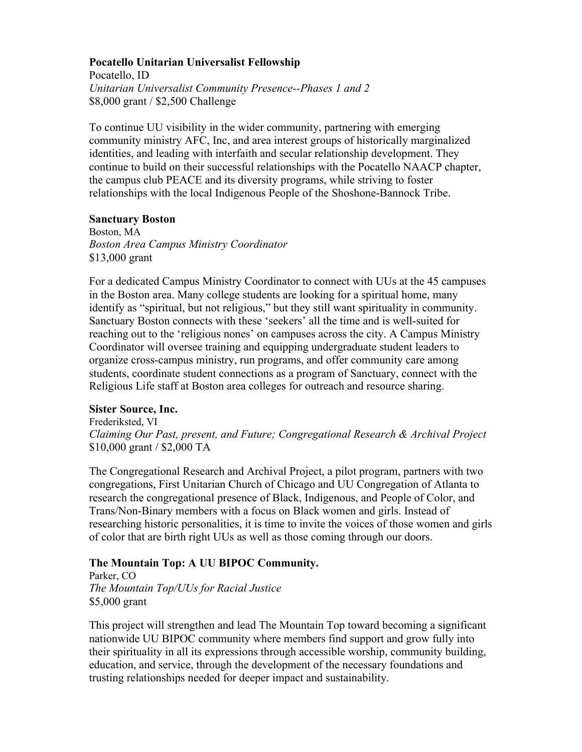**Pocatello Unitarian Universalist Fellowship**
Pocatello, ID
*Unitarian Universalist Community Presence--Phases 1 and 2*
$8,000 grant / $2,500 Challenge

To continue UU visibility in the wider community, partnering with emerging community ministry AFC, Inc, and area interest groups of historically marginalized identities, and leading with interfaith and secular relationship development. They continue to build on their successful relationships with the Pocatello NAACP chapter, the campus club PEACE and its diversity programs, while striving to foster relationships with the local Indigenous People of the Shoshone-Bannock Tribe.

**Sanctuary Boston**
Boston, MA
*Boston Area Campus Ministry Coordinator*
$13,000 grant

For a dedicated Campus Ministry Coordinator to connect with UUs at the 45 campuses in the Boston area. Many college students are looking for a spiritual home, many identify as "spiritual, but not religious," but they still want spirituality in community. Sanctuary Boston connects with these 'seekers' all the time and is well-suited for reaching out to the 'religious nones' on campuses across the city. A Campus Ministry Coordinator will oversee training and equipping undergraduate student leaders to organize cross-campus ministry, run programs, and offer community care among students, coordinate student connections as a program of Sanctuary, connect with the Religious Life staff at Boston area colleges for outreach and resource sharing.

**Sister Source, Inc.**
Frederiksted, VI
*Claiming Our Past, present, and Future; Congregational Research & Archival Project*
$10,000 grant / $2,000 TA

The Congregational Research and Archival Project, a pilot program, partners with two congregations, First Unitarian Church of Chicago and UU Congregation of Atlanta to research the congregational presence of Black, Indigenous, and People of Color, and Trans/Non-Binary members with a focus on Black women and girls. Instead of researching historic personalities, it is time to invite the voices of those women and girls of color that are birth right UUs as well as those coming through our doors.

**The Mountain Top: A UU BIPOC Community.**
Parker, CO
*The Mountain Top/UUs for Racial Justice*
$5,000 grant

This project will strengthen and lead The Mountain Top toward becoming a significant nationwide UU BIPOC community where members find support and grow fully into their spirituality in all its expressions through accessible worship, community building, education, and service, through the development of the necessary foundations and trusting relationships needed for deeper impact and sustainability.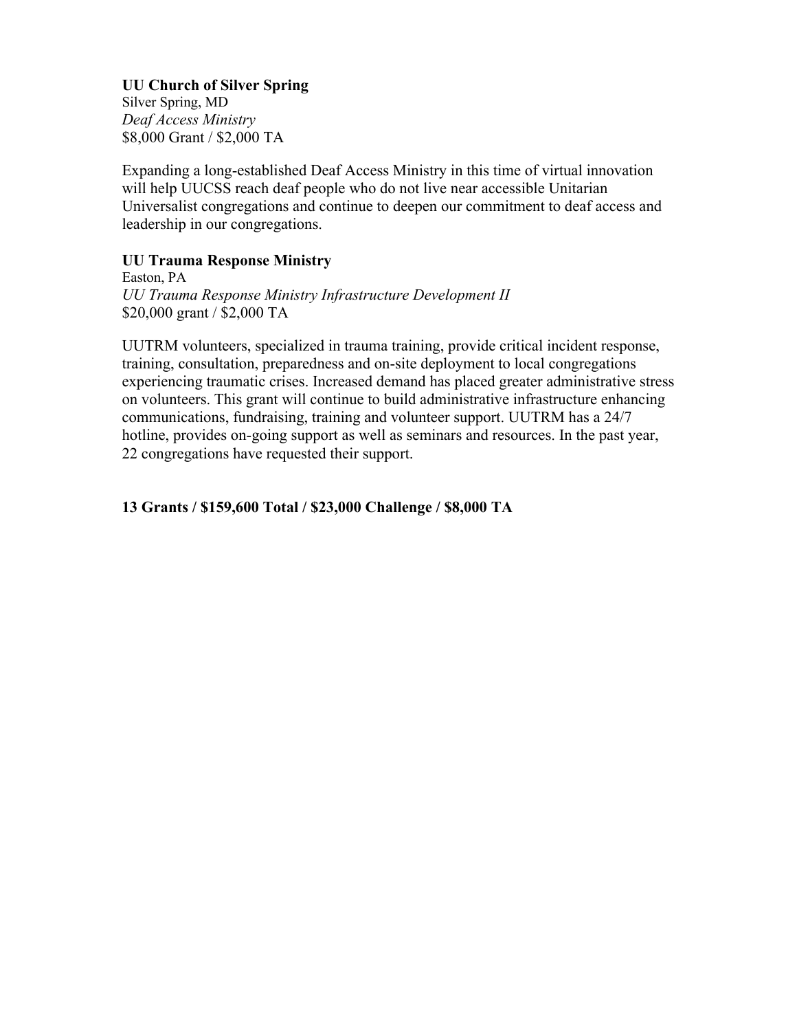**UU Church of Silver Spring**
Silver Spring, MD
*Deaf Access Ministry*
$8,000 Grant / $2,000 TA

Expanding a long-established Deaf Access Ministry in this time of virtual innovation will help UUCSS reach deaf people who do not live near accessible Unitarian Universalist congregations and continue to deepen our commitment to deaf access and leadership in our congregations.

**UU Trauma Response Ministry**
Easton, PA
*UU Trauma Response Ministry Infrastructure Development II*
$20,000 grant / $2,000 TA

UUTRM volunteers, specialized in trauma training, provide critical incident response, training, consultation, preparedness and on-site deployment to local congregations experiencing traumatic crises. Increased demand has placed greater administrative stress on volunteers. This grant will continue to build administrative infrastructure enhancing communications, fundraising, training and volunteer support. UUTRM has a 24/7 hotline, provides on-going support as well as seminars and resources. In the past year, 22 congregations have requested their support.

**13 Grants / $159,600 Total / $23,000 Challenge / $8,000 TA**